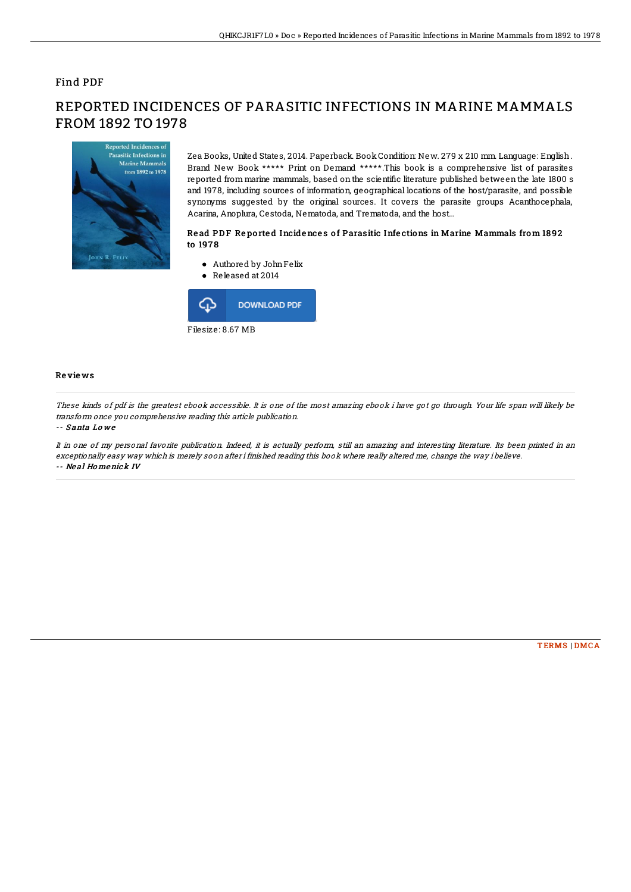Find PDF

# REPORTED INCIDENCES OF PARASITIC INFECTIONS IN MARINE MAMMALS FROM 1892 TO 1978

Zea Books, United States, 2014. Paperback. Book Condition: New. 279 x 210 mm. Language: English . Brand New Book ***** Print on Demand *****.This book is a comprehensive list of parasites reported from marine mammals, based on the scientific literature published between the late 1800 s and 1978, including sources of information, geographical locations of the host/parasite, and possible synonyms suggested by the original sources. It covers the parasite groups Acanthocephala, Acarina, Anoplura, Cestoda, Nematoda, and Trematoda, and the host...

### Read PDF Reported Incidences of Parasitic Infections in Marine Mammals from 1892 to 1978

- Authored by John Felix
- Released at 2014

DOWNLOAD PDF

Filesize: 8.67 MB

## Reviews

*These kinds of pdf is the greatest ebook accessible. It is one of the most amazing ebook i have got go through. Your life span will likely be transform once you comprehensive reading this article publication.*

-- **Santa Lowe**

*It in one of my personal favorite publication. Indeed, it is actually perform, still an amazing and interesting literature. Its been printed in an exceptionally easy way which is merely soon after i finished reading this book where really altered me, change the way i believe.*

-- **Neal Homenick IV**

TERMS | DMCA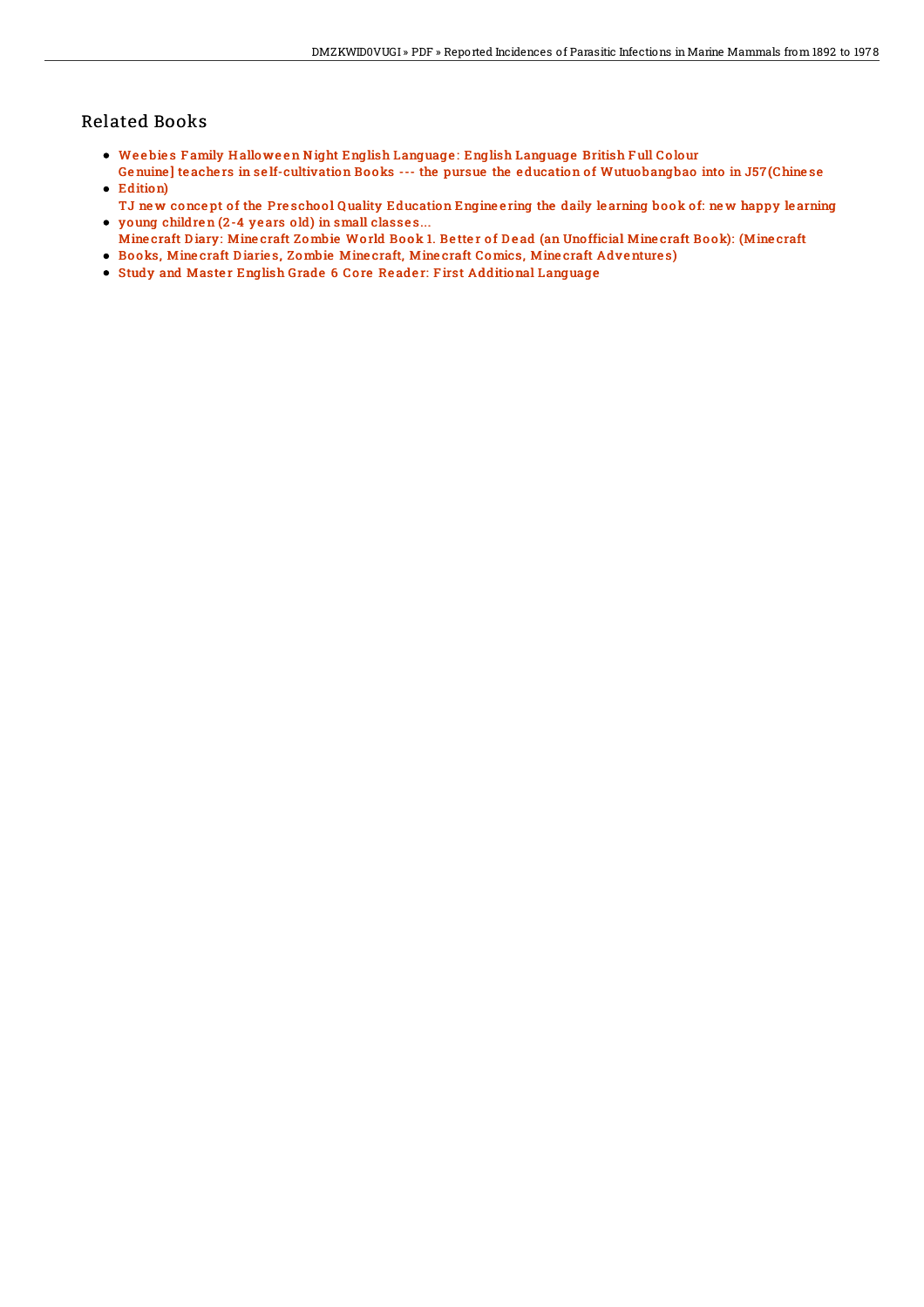## Related Books

- Weebies Family Halloween Night English Language: English Language British Full Colour
- Genuine] teachers in self-cultivation Books --- the pursue the education of Wutuobangbao into in J57(Chinese Edition)
- TJ new concept of the Preschool Quality Education Engineering the daily learning book of: new happy learning young children (2-4 years old) in small classes...
- Minecraft Diary: Minecraft Zombie World Book 1. Better of Dead (an Unofficial Minecraft Book): (Minecraft Books, Minecraft Diaries, Zombie Minecraft, Minecraft Comics, Minecraft Adventures)
- Study and Master English Grade 6 Core Reader: First Additional Language